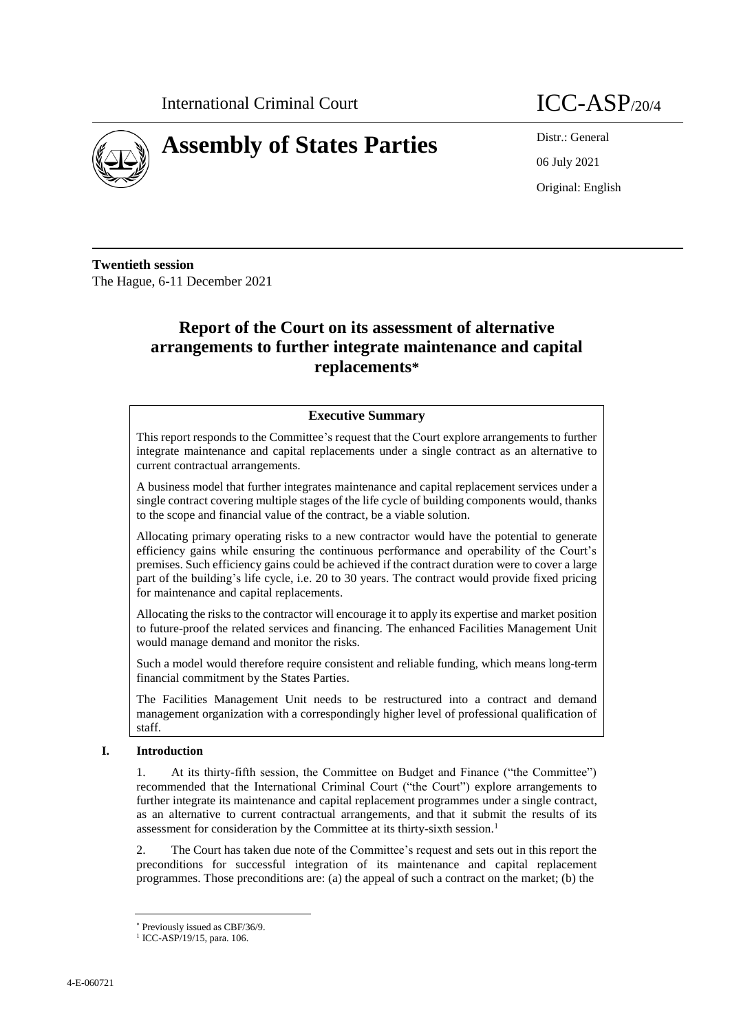International Criminal Court

ICC-ASP/20/4

# Assembly of States Parties

Distr.: General

06 July 2021

Original: English

**Twentieth session**
The Hague, 6-11 December 2021

## Report of the Court on its assessment of alternative arrangements to further integrate maintenance and capital replacements*

**Executive Summary**

This report responds to the Committee's request that the Court explore arrangements to further integrate maintenance and capital replacements under a single contract as an alternative to current contractual arrangements.

A business model that further integrates maintenance and capital replacement services under a single contract covering multiple stages of the life cycle of building components would, thanks to the scope and financial value of the contract, be a viable solution.

Allocating primary operating risks to a new contractor would have the potential to generate efficiency gains while ensuring the continuous performance and operability of the Court's premises. Such efficiency gains could be achieved if the contract duration were to cover a large part of the building's life cycle, i.e. 20 to 30 years. The contract would provide fixed pricing for maintenance and capital replacements.

Allocating the risks to the contractor will encourage it to apply its expertise and market position to future-proof the related services and financing. The enhanced Facilities Management Unit would manage demand and monitor the risks.

Such a model would therefore require consistent and reliable funding, which means long-term financial commitment by the States Parties.

The Facilities Management Unit needs to be restructured into a contract and demand management organization with a correspondingly higher level of professional qualification of staff.

### I. Introduction

1. At its thirty-fifth session, the Committee on Budget and Finance ("the Committee") recommended that the International Criminal Court ("the Court") explore arrangements to further integrate its maintenance and capital replacement programmes under a single contract, as an alternative to current contractual arrangements, and that it submit the results of its assessment for consideration by the Committee at its thirty-sixth session.[1]

2. The Court has taken due note of the Committee's request and sets out in this report the preconditions for successful integration of its maintenance and capital replacement programmes. Those preconditions are: (a) the appeal of such a contract on the market; (b) the

* Previously issued as CBF/36/9.

[1] ICC-ASP/19/15, para. 106.

4-E-060721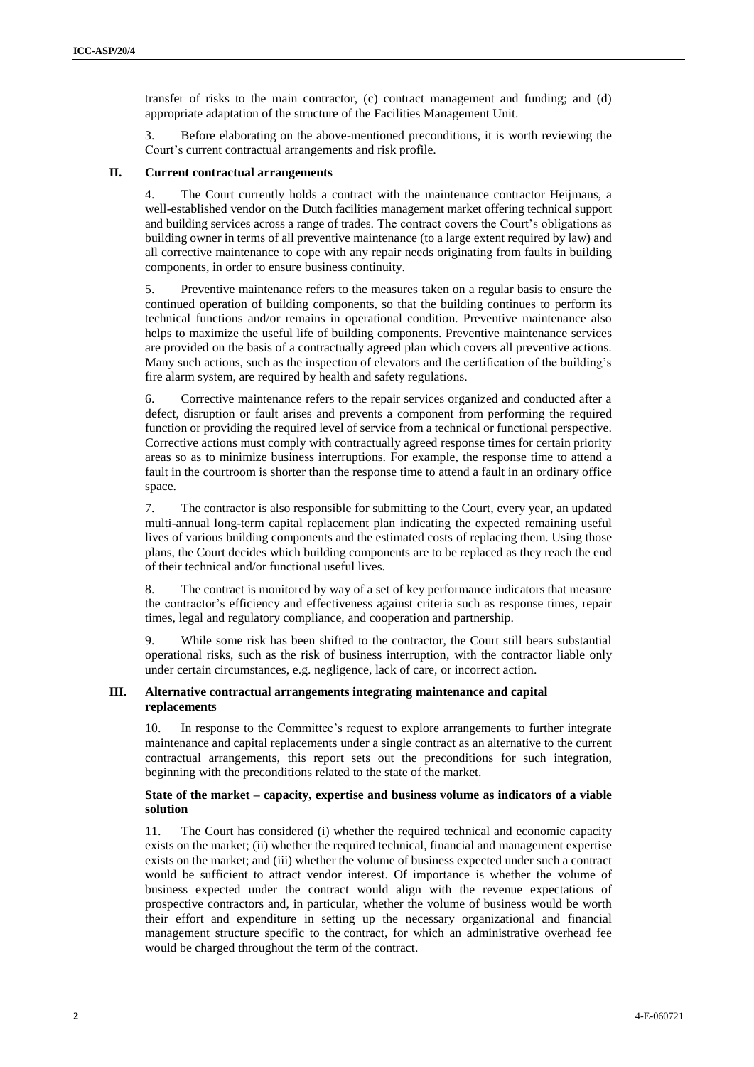transfer of risks to the main contractor, (c) contract management and funding; and (d) appropriate adaptation of the structure of the Facilities Management Unit.

3. Before elaborating on the above-mentioned preconditions, it is worth reviewing the Court's current contractual arrangements and risk profile.

## II. Current contractual arrangements

4. The Court currently holds a contract with the maintenance contractor Heijmans, a well-established vendor on the Dutch facilities management market offering technical support and building services across a range of trades. The contract covers the Court's obligations as building owner in terms of all preventive maintenance (to a large extent required by law) and all corrective maintenance to cope with any repair needs originating from faults in building components, in order to ensure business continuity.

5. Preventive maintenance refers to the measures taken on a regular basis to ensure the continued operation of building components, so that the building continues to perform its technical functions and/or remains in operational condition. Preventive maintenance also helps to maximize the useful life of building components. Preventive maintenance services are provided on the basis of a contractually agreed plan which covers all preventive actions. Many such actions, such as the inspection of elevators and the certification of the building's fire alarm system, are required by health and safety regulations.

6. Corrective maintenance refers to the repair services organized and conducted after a defect, disruption or fault arises and prevents a component from performing the required function or providing the required level of service from a technical or functional perspective. Corrective actions must comply with contractually agreed response times for certain priority areas so as to minimize business interruptions. For example, the response time to attend a fault in the courtroom is shorter than the response time to attend a fault in an ordinary office space.

7. The contractor is also responsible for submitting to the Court, every year, an updated multi-annual long-term capital replacement plan indicating the expected remaining useful lives of various building components and the estimated costs of replacing them. Using those plans, the Court decides which building components are to be replaced as they reach the end of their technical and/or functional useful lives.

8. The contract is monitored by way of a set of key performance indicators that measure the contractor's efficiency and effectiveness against criteria such as response times, repair times, legal and regulatory compliance, and cooperation and partnership.

9. While some risk has been shifted to the contractor, the Court still bears substantial operational risks, such as the risk of business interruption, with the contractor liable only under certain circumstances, e.g. negligence, lack of care, or incorrect action.

## III. Alternative contractual arrangements integrating maintenance and capital replacements

10. In response to the Committee's request to explore arrangements to further integrate maintenance and capital replacements under a single contract as an alternative to the current contractual arrangements, this report sets out the preconditions for such integration, beginning with the preconditions related to the state of the market.

### State of the market – capacity, expertise and business volume as indicators of a viable solution

11. The Court has considered (i) whether the required technical and economic capacity exists on the market; (ii) whether the required technical, financial and management expertise exists on the market; and (iii) whether the volume of business expected under such a contract would be sufficient to attract vendor interest. Of importance is whether the volume of business expected under the contract would align with the revenue expectations of prospective contractors and, in particular, whether the volume of business would be worth their effort and expenditure in setting up the necessary organizational and financial management structure specific to the contract, for which an administrative overhead fee would be charged throughout the term of the contract.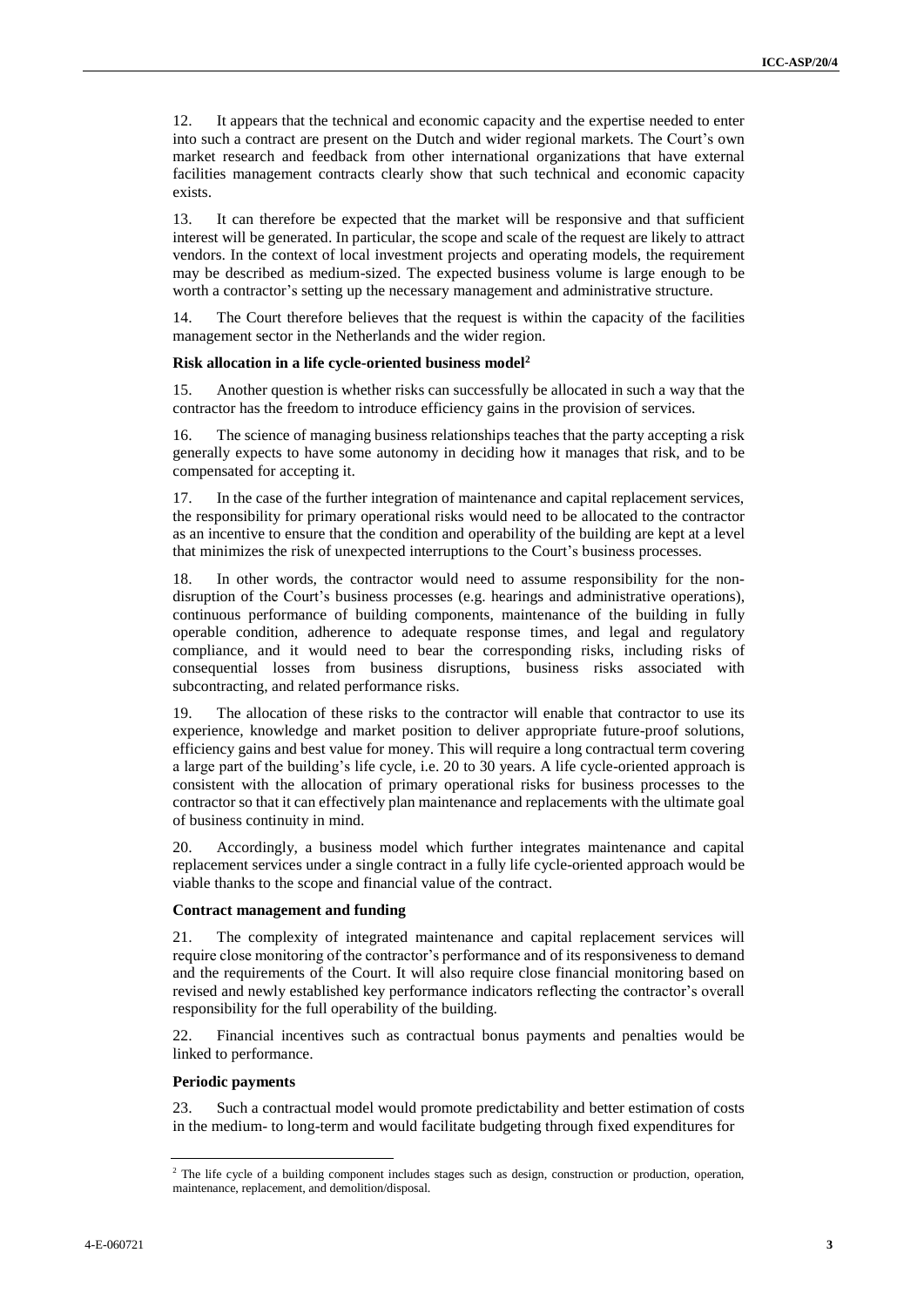12. It appears that the technical and economic capacity and the expertise needed to enter into such a contract are present on the Dutch and wider regional markets. The Court's own market research and feedback from other international organizations that have external facilities management contracts clearly show that such technical and economic capacity exists.

13. It can therefore be expected that the market will be responsive and that sufficient interest will be generated. In particular, the scope and scale of the request are likely to attract vendors. In the context of local investment projects and operating models, the requirement may be described as medium-sized. The expected business volume is large enough to be worth a contractor's setting up the necessary management and administrative structure.

14. The Court therefore believes that the request is within the capacity of the facilities management sector in the Netherlands and the wider region.

**Risk allocation in a life cycle-oriented business model[2]**

15. Another question is whether risks can successfully be allocated in such a way that the contractor has the freedom to introduce efficiency gains in the provision of services.

16. The science of managing business relationships teaches that the party accepting a risk generally expects to have some autonomy in deciding how it manages that risk, and to be compensated for accepting it.

17. In the case of the further integration of maintenance and capital replacement services, the responsibility for primary operational risks would need to be allocated to the contractor as an incentive to ensure that the condition and operability of the building are kept at a level that minimizes the risk of unexpected interruptions to the Court's business processes.

18. In other words, the contractor would need to assume responsibility for the non-disruption of the Court's business processes (e.g. hearings and administrative operations), continuous performance of building components, maintenance of the building in fully operable condition, adherence to adequate response times, and legal and regulatory compliance, and it would need to bear the corresponding risks, including risks of consequential losses from business disruptions, business risks associated with subcontracting, and related performance risks.

19. The allocation of these risks to the contractor will enable that contractor to use its experience, knowledge and market position to deliver appropriate future-proof solutions, efficiency gains and best value for money. This will require a long contractual term covering a large part of the building's life cycle, i.e. 20 to 30 years. A life cycle-oriented approach is consistent with the allocation of primary operational risks for business processes to the contractor so that it can effectively plan maintenance and replacements with the ultimate goal of business continuity in mind.

20. Accordingly, a business model which further integrates maintenance and capital replacement services under a single contract in a fully life cycle-oriented approach would be viable thanks to the scope and financial value of the contract.

**Contract management and funding**

21. The complexity of integrated maintenance and capital replacement services will require close monitoring of the contractor's performance and of its responsiveness to demand and the requirements of the Court. It will also require close financial monitoring based on revised and newly established key performance indicators reflecting the contractor's overall responsibility for the full operability of the building.

22. Financial incentives such as contractual bonus payments and penalties would be linked to performance.

**Periodic payments**

23. Such a contractual model would promote predictability and better estimation of costs in the medium- to long-term and would facilitate budgeting through fixed expenditures for

---

[2] The life cycle of a building component includes stages such as design, construction or production, operation, maintenance, replacement, and demolition/disposal.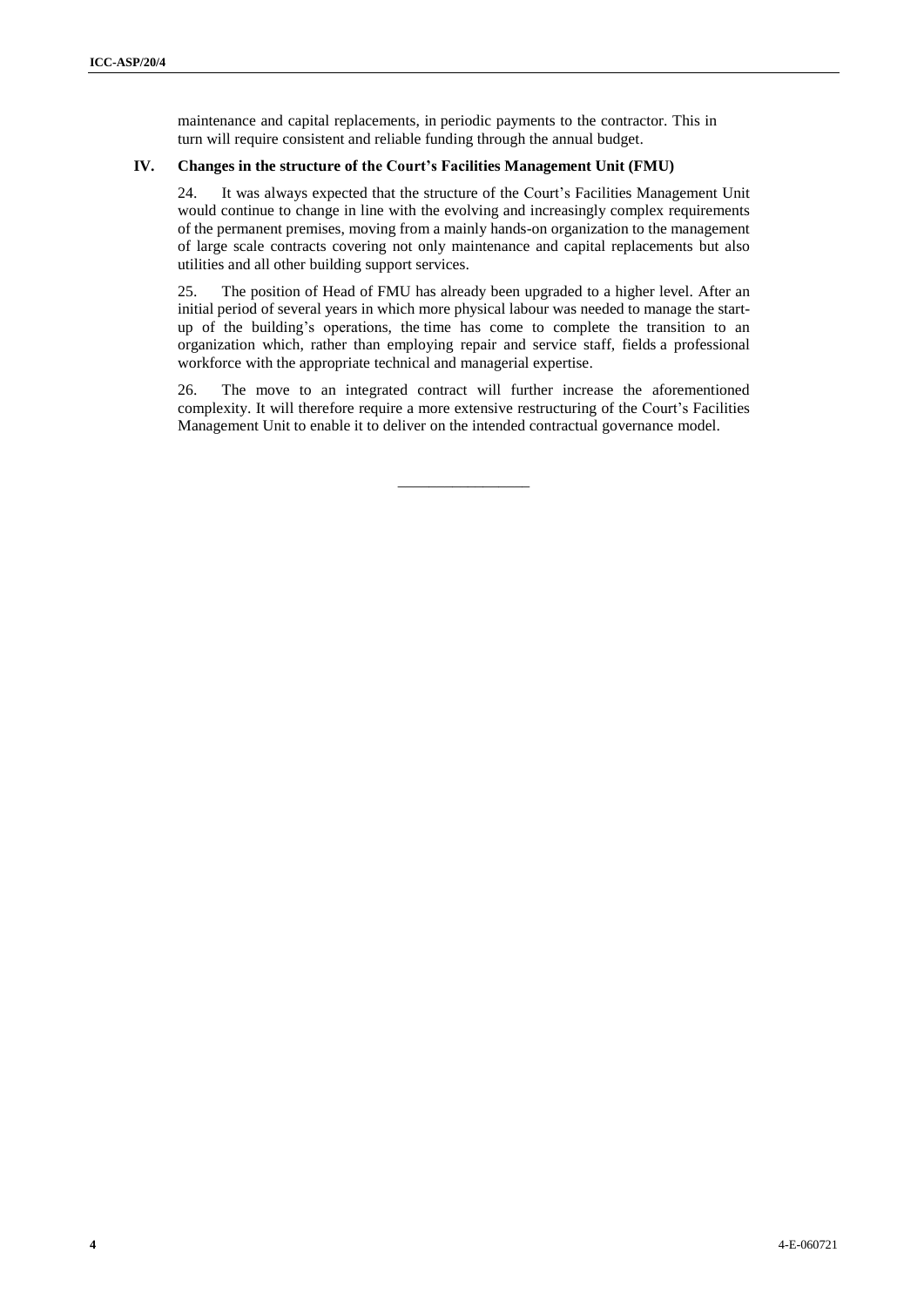maintenance and capital replacements, in periodic payments to the contractor. This in turn will require consistent and reliable funding through the annual budget.

## IV. Changes in the structure of the Court's Facilities Management Unit (FMU)

24. It was always expected that the structure of the Court's Facilities Management Unit would continue to change in line with the evolving and increasingly complex requirements of the permanent premises, moving from a mainly hands-on organization to the management of large scale contracts covering not only maintenance and capital replacements but also utilities and all other building support services.

25. The position of Head of FMU has already been upgraded to a higher level. After an initial period of several years in which more physical labour was needed to manage the start-up of the building's operations, the time has come to complete the transition to an organization which, rather than employing repair and service staff, fields a professional workforce with the appropriate technical and managerial expertise.

26. The move to an integrated contract will further increase the aforementioned complexity. It will therefore require a more extensive restructuring of the Court's Facilities Management Unit to enable it to deliver on the intended contractual governance model.

\_\_\_\_\_\_\_\_\_\_\_\_\_\_\_\_\_\_\_\_